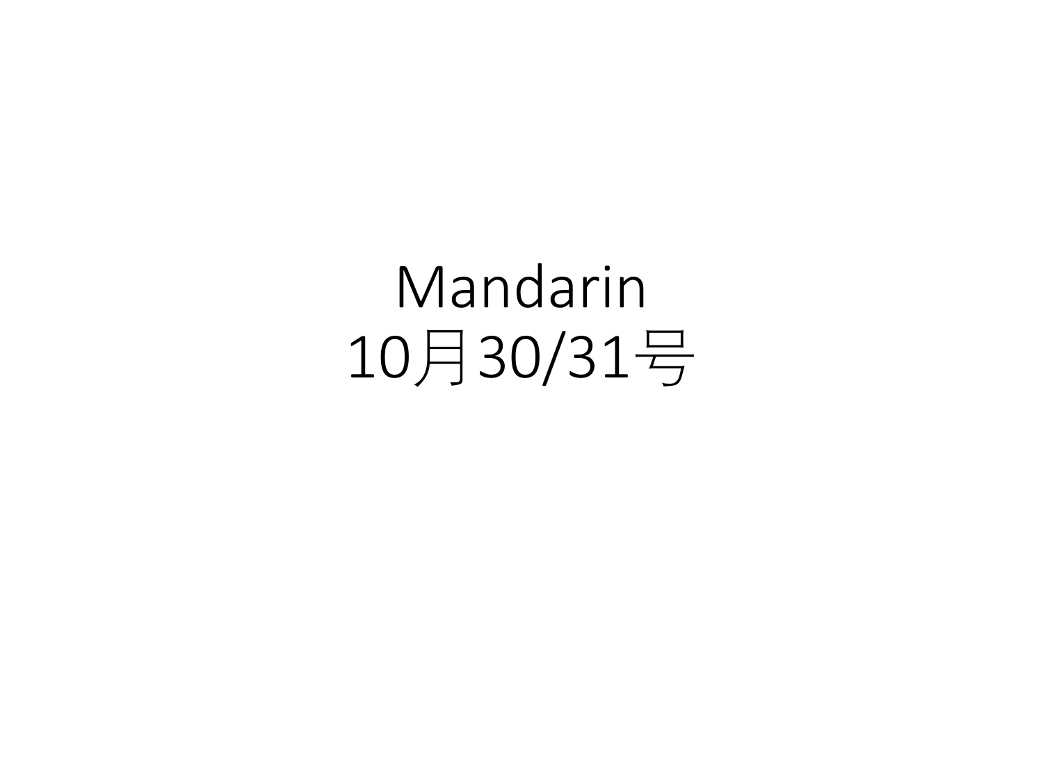# Mandarin
# 10月30/31号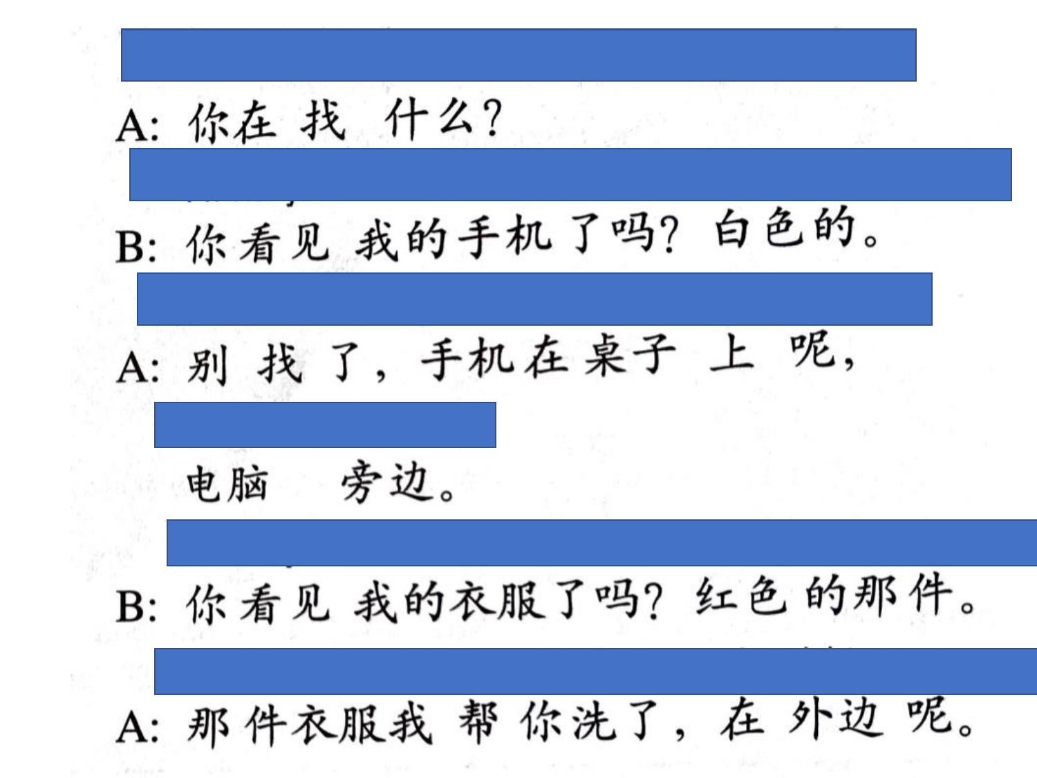A: 你在找什么？

B: 你看见我的手机了吗？白色的。

A: 别找了，手机在桌子上呢，

电脑旁边。

B: 你看见我的衣服了吗？红色的那件。

A: 那件衣服我帮你洗了，在外边呢。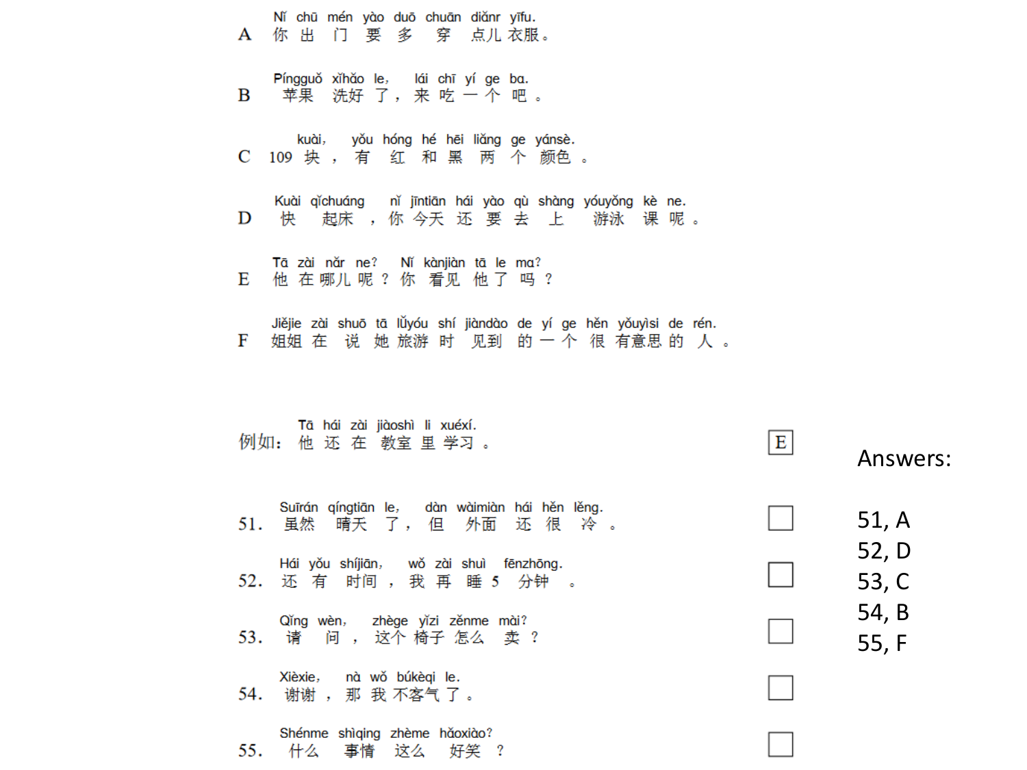A Nǐ chū mén yào duō chuān diǎnr yīfu.
你 出 门 要 多 穿 点儿 衣服。

B Píngguǒ xǐhǎo le, lái chī yí ge ba.
苹果 洗好 了，来 吃 一 个 吧。

C 109 kuài, yǒu hóng hé hēi liǎng ge yánsè.
109 块，有 红 和 黑 两 个 颜色。

D Kuài qǐchuáng nǐ jīntiān hái yào qù shàng yóuyǒng kè ne.
快 起床，你 今天 还 要 去 上 游泳 课 呢。

E Tā zài nǎr ne? Nǐ kànjiàn tā le ma?
他 在 哪儿 呢？你 看见 他 了 吗？

F Jiějie zài shuō tā lǚyóu shí jiàndào de yí ge hěn yǒuyìsi de rén.
姐姐 在 说 她 旅游 时 见到 的 一 个 很 有意思 的 人。

例如： Tā hái zài jiàoshì li xuéxí.
他 还 在 教室 里 学习。 E

51. Suīrán qíngtiān le, dàn wàimiàn hái hěn lěng.
虽然 晴天 了，但 外面 还 很 冷。 ☐

52. Hái yǒu shíjiān, wǒ zài shuì fēnzhōng.
还 有 时间，我 再 睡 5 分钟。 ☐

53. Qǐng wèn, zhège yǐzi zěnme mài?
请 问，这个 椅子 怎么 卖？ ☐

54. Xièxie, nà wǒ búkèqi le.
谢谢，那 我 不客气 了。 ☐

55. Shénme shìqing zhème hǎoxiào?
什么 事情 这么 好笑？ ☐

Answers:

51, A
52, D
53, C
54, B
55, F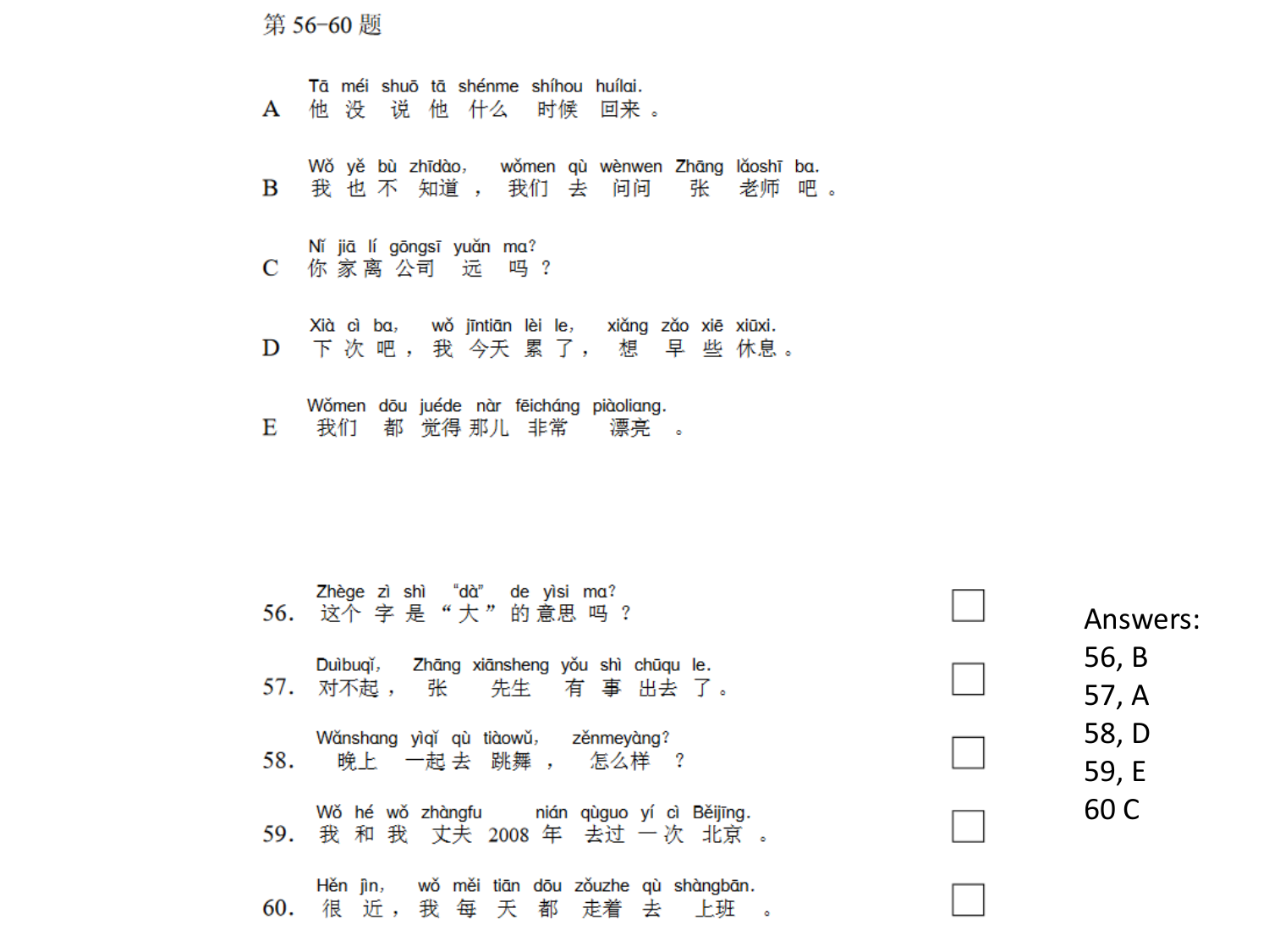第 56-60 题

A
Tā méi shuō tā shénme shíhou huílai.
他 没 说 他 什么 时候 回来 。

B
Wǒ yě bù zhīdào, wǒmen qù wènwen Zhāng lǎoshī ba.
我 也 不 知道 ， 我们 去 问问 张 老师 吧 。

C
Nǐ jiā lí gōngsī yuǎn ma?
你 家 离 公司 远 吗 ？

D
Xià cì ba, wǒ jīntiān lèi le, xiǎng zǎo xiē xiūxi.
下 次 吧 ， 我 今天 累 了 ， 想 早 些 休息 。

E
Wǒmen dōu juéde nàr fēicháng piàoliang.
我们 都 觉得 那儿 非常 漂亮 。

56.
Zhège zì shì "dà" de yìsi ma?
这个 字 是 " 大 " 的 意思 吗 ？ ☐

57.
Duìbuqǐ, Zhāng xiānsheng yǒu shì chūqu le.
对不起 ， 张 先生 有 事 出去 了 。 ☐

58.
Wǎnshang yìqǐ qù tiàowǔ, zěnmeyàng?
晚上 一起 去 跳舞 ， 怎么样 ？ ☐

59.
Wǒ hé wǒ zhàngfu nián qùguo yí cì Běijīng.
我 和 我 丈夫 2008 年 去过 一 次 北京 。 ☐

60.
Hěn jìn, wǒ měi tiān dōu zǒuzhe qù shàngbān.
很 近 ， 我 每 天 都 走着 去 上班 。 ☐

Answers:
56, B
57, A
58, D
59, E
60 C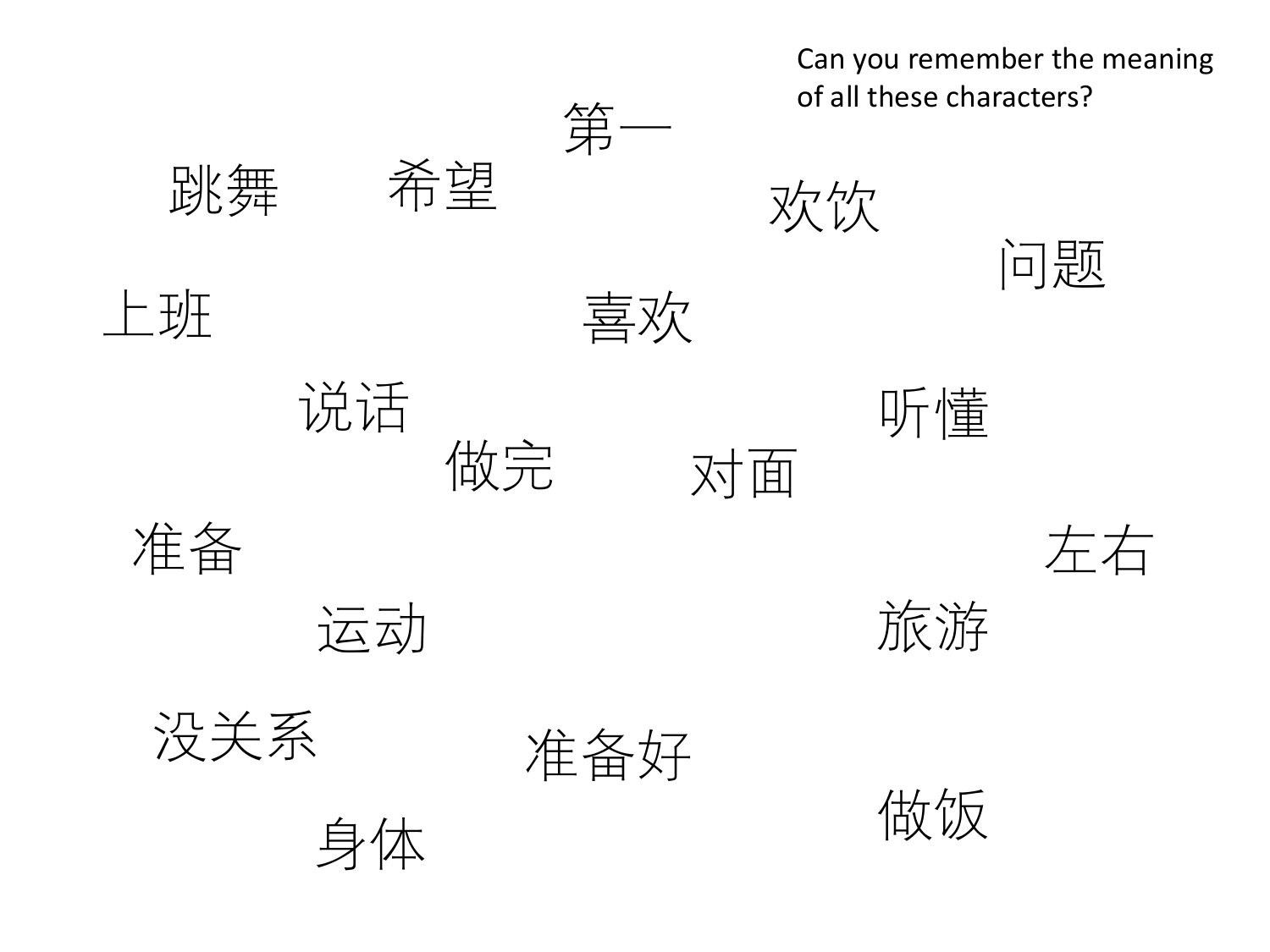Can you remember the meaning of all these characters?

第一

跳舞

希望

欢饮

问题

上班

喜欢

说话

听懂

做完

对面

准备

左右

运动

旅游

没关系

准备好

做饭

身体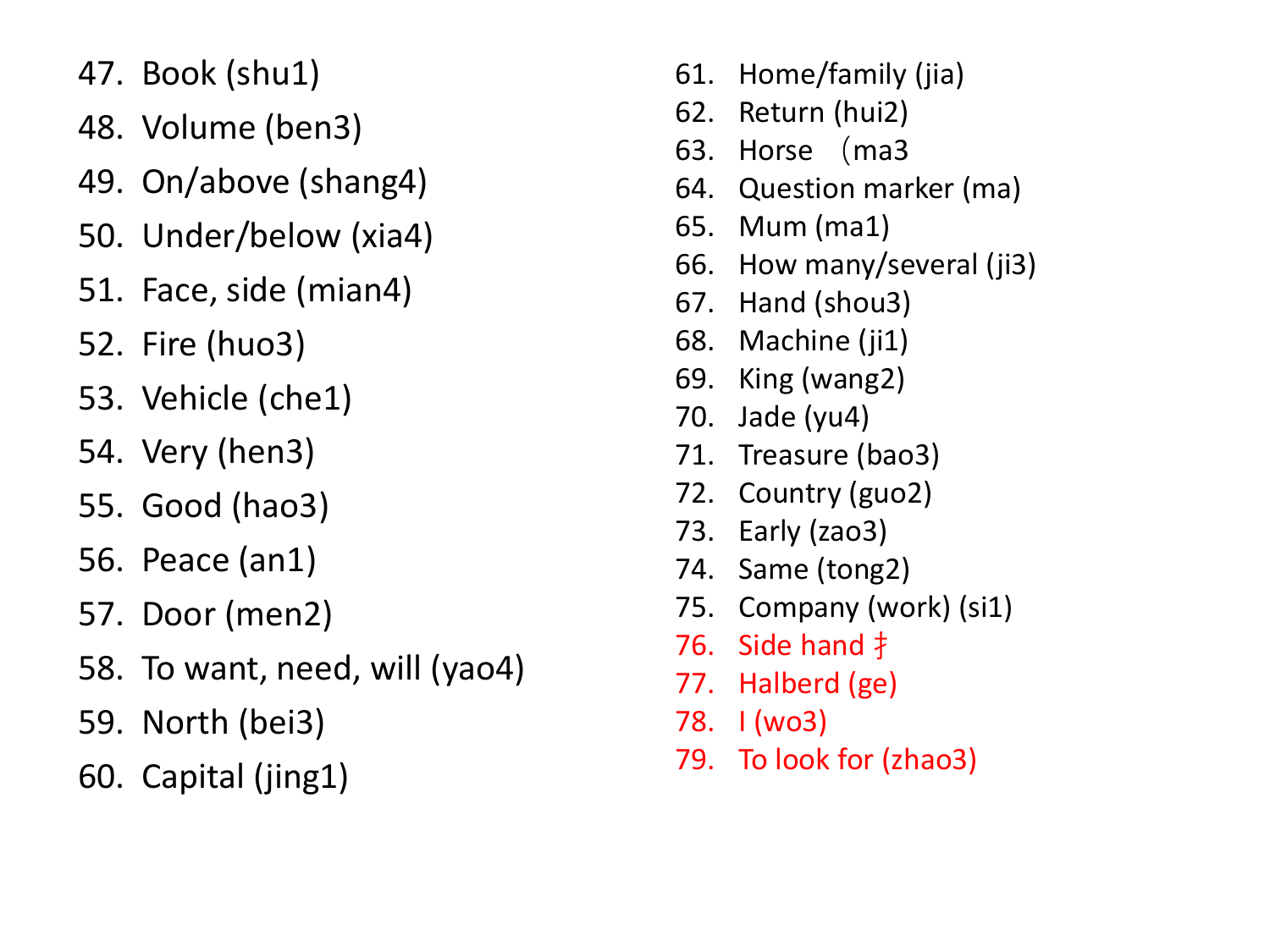47. Book (shu1)
48. Volume (ben3)
49. On/above (shang4)
50. Under/below (xia4)
51. Face, side (mian4)
52. Fire (huo3)
53. Vehicle (che1)
54. Very (hen3)
55. Good (hao3)
56. Peace (an1)
57. Door (men2)
58. To want, need, will (yao4)
59. North (bei3)
60. Capital (jing1)
61. Home/family (jia)
62. Return (hui2)
63. Horse （ma3
64. Question marker (ma)
65. Mum (ma1)
66. How many/several (ji3)
67. Hand (shou3)
68. Machine (ji1)
69. King (wang2)
70. Jade (yu4)
71. Treasure (bao3)
72. Country (guo2)
73. Early (zao3)
74. Same (tong2)
75. Company (work) (si1)
76. Side hand 扌
77. Halberd (ge)
78. I (wo3)
79. To look for (zhao3)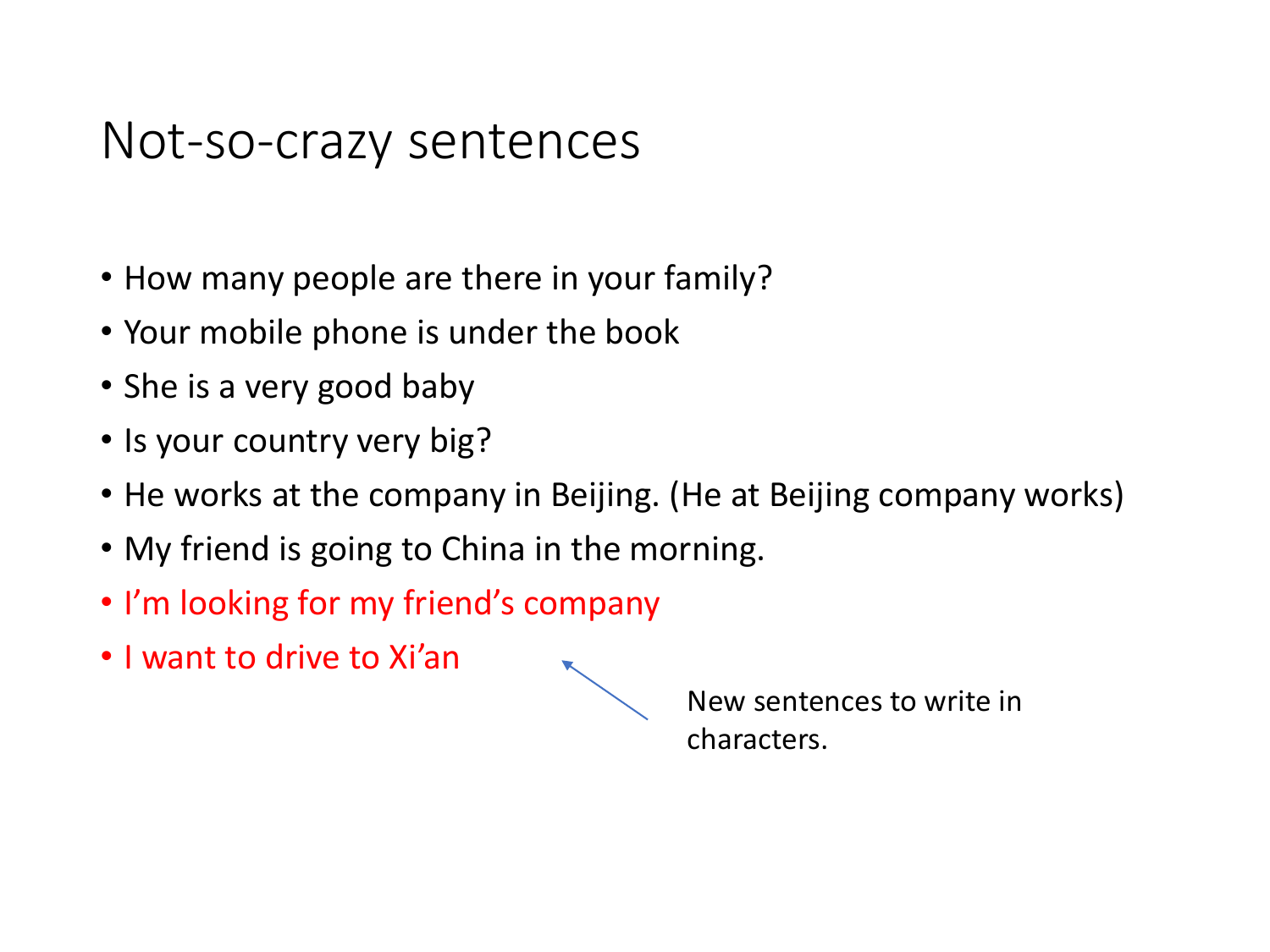# Not-so-crazy sentences

- How many people are there in your family?
- Your mobile phone is under the book
- She is a very good baby
- Is your country very big?
- He works at the company in Beijing. (He at Beijing company works)
- My friend is going to China in the morning.
- I'm looking for my friend's company
- I want to drive to Xi'an

New sentences to write in characters.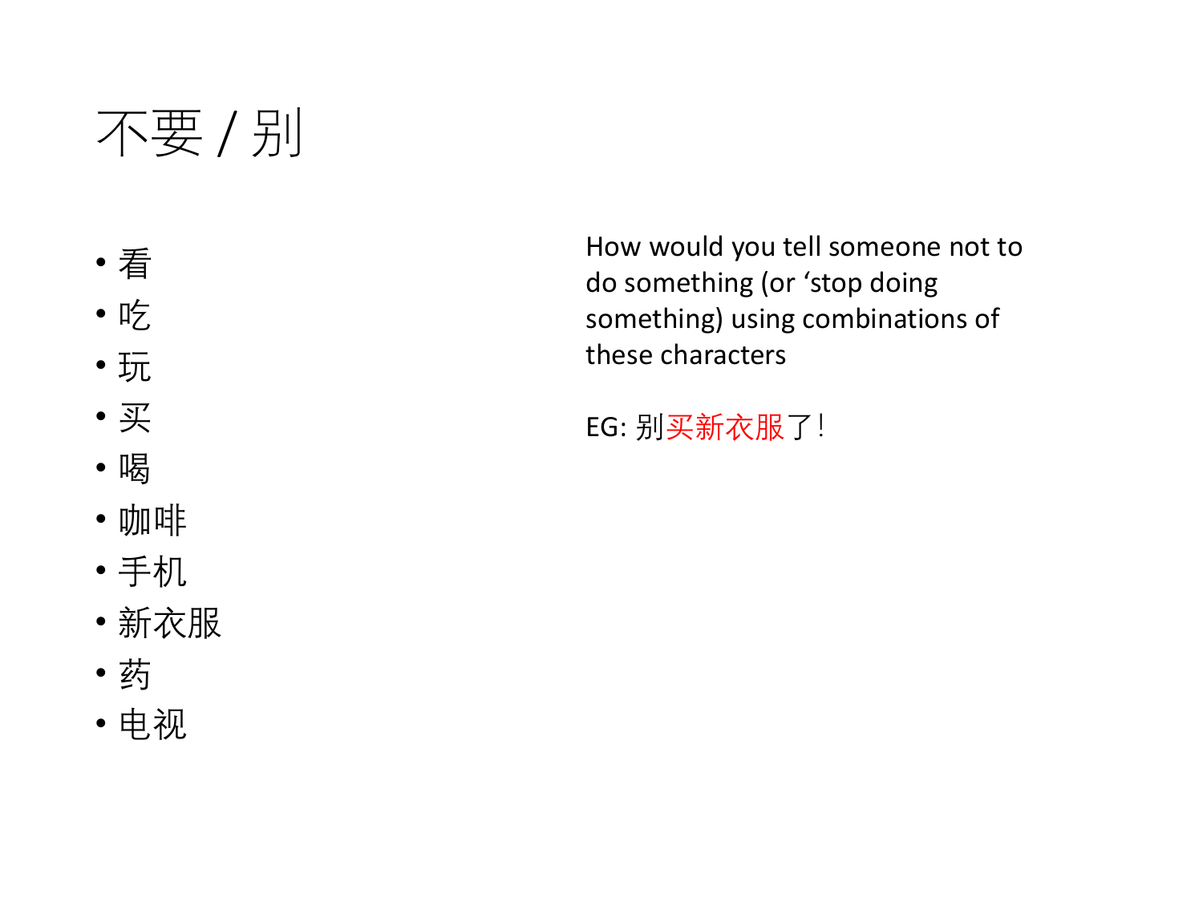# 不要 / 别

- 看
- 吃
- 玩
- 买
- 喝
- 咖啡
- 手机
- 新衣服
- 药
- 电视

How would you tell someone not to do something (or 'stop doing something) using combinations of these characters

EG: 别买新衣服了！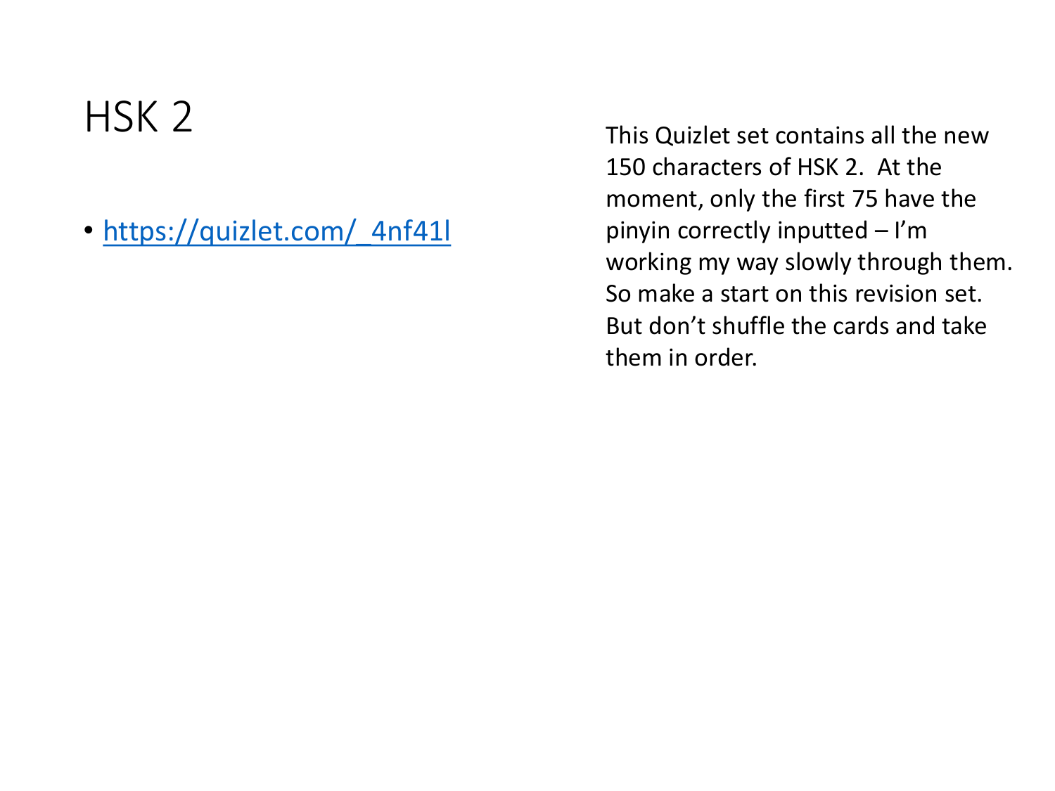# HSK 2

- https://quizlet.com/_4nf41l

This Quizlet set contains all the new 150 characters of HSK 2. At the moment, only the first 75 have the pinyin correctly inputted – I'm working my way slowly through them. So make a start on this revision set. But don't shuffle the cards and take them in order.